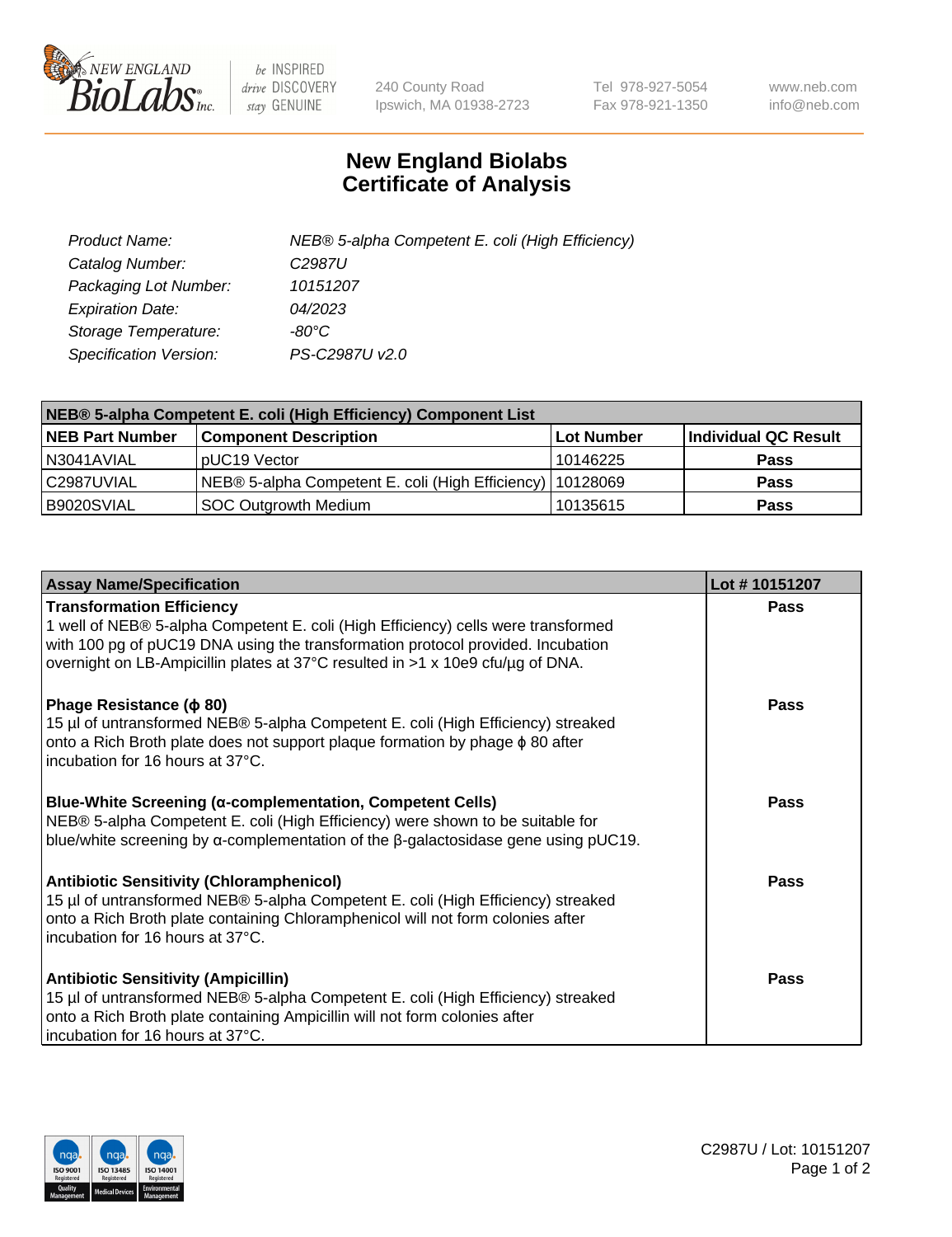New England Biolabs, 240 County Road, Ipswich, MA 01938-2723 · Tel 978-927-5054 · Fax 978-921-1350 · www.neb.com · info@neb.com

# New England Biolabs Certificate of Analysis

| | |
|---|---|
| *Product Name:* | *NEB® 5-alpha Competent E. coli (High Efficiency)* |
| *Catalog Number:* | *C2987U* |
| *Packaging Lot Number:* | *10151207* |
| *Expiration Date:* | *04/2023* |
| *Storage Temperature:* | *-80°C* |
| *Specification Version:* | *PS-C2987U v2.0* |

**NEB® 5-alpha Competent E. coli (High Efficiency) Component List**

| NEB Part Number | Component Description | Lot Number | Individual QC Result |
|---|---|---|---|
| N3041AVIAL | pUC19 Vector | 10146225 | **Pass** |
| C2987UVIAL | NEB® 5-alpha Competent E. coli (High Efficiency) | 10128069 | **Pass** |
| B9020SVIAL | SOC Outgrowth Medium | 10135615 | **Pass** |

| Assay Name/Specification | Lot # 10151207 |
|---|---|
| **Transformation Efficiency**<br>1 well of NEB® 5-alpha Competent E. coli (High Efficiency) cells were transformed with 100 pg of pUC19 DNA using the transformation protocol provided. Incubation overnight on LB-Ampicillin plates at 37°C resulted in >1 x 10e9 cfu/µg of DNA. | **Pass** |
| **Phage Resistance (ϕ 80)**<br>15 µl of untransformed NEB® 5-alpha Competent E. coli (High Efficiency) streaked onto a Rich Broth plate does not support plaque formation by phage ϕ 80 after incubation for 16 hours at 37°C. | **Pass** |
| **Blue-White Screening (α-complementation, Competent Cells)**<br>NEB® 5-alpha Competent E. coli (High Efficiency) were shown to be suitable for blue/white screening by α-complementation of the β-galactosidase gene using pUC19. | **Pass** |
| **Antibiotic Sensitivity (Chloramphenicol)**<br>15 µl of untransformed NEB® 5-alpha Competent E. coli (High Efficiency) streaked onto a Rich Broth plate containing Chloramphenicol will not form colonies after incubation for 16 hours at 37°C. | **Pass** |
| **Antibiotic Sensitivity (Ampicillin)**<br>15 µl of untransformed NEB® 5-alpha Competent E. coli (High Efficiency) streaked onto a Rich Broth plate containing Ampicillin will not form colonies after incubation for 16 hours at 37°C. | **Pass** |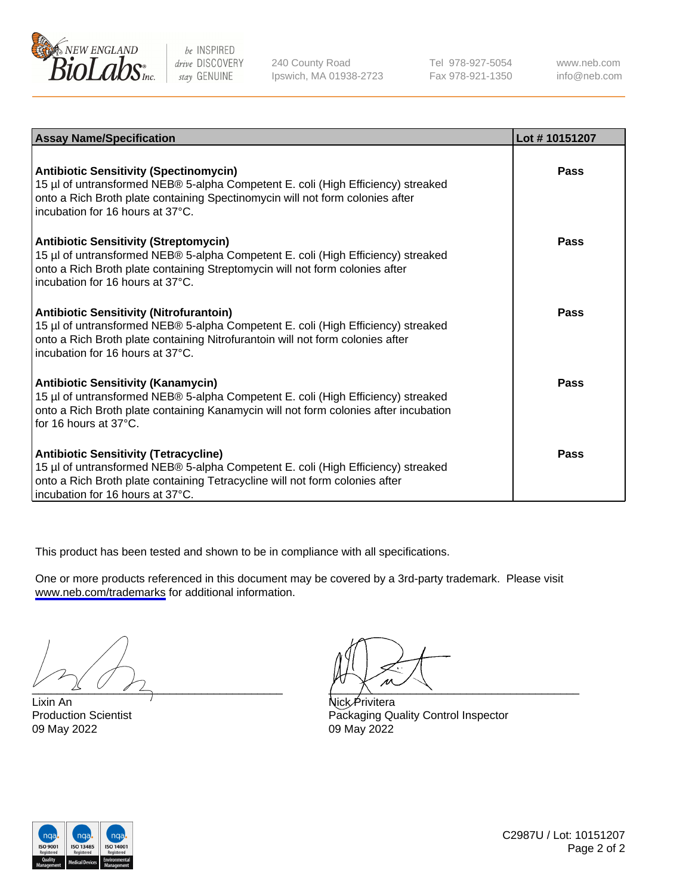| Assay Name/Specification | Lot # 10151207 |
| --- | --- |
| **Antibiotic Sensitivity (Spectinomycin)**<br>15 µl of untransformed NEB® 5-alpha Competent E. coli (High Efficiency) streaked onto a Rich Broth plate containing Spectinomycin will not form colonies after incubation for 16 hours at 37°C. | **Pass** |
| **Antibiotic Sensitivity (Streptomycin)**<br>15 µl of untransformed NEB® 5-alpha Competent E. coli (High Efficiency) streaked onto a Rich Broth plate containing Streptomycin will not form colonies after incubation for 16 hours at 37°C. | **Pass** |
| **Antibiotic Sensitivity (Nitrofurantoin)**<br>15 µl of untransformed NEB® 5-alpha Competent E. coli (High Efficiency) streaked onto a Rich Broth plate containing Nitrofurantoin will not form colonies after incubation for 16 hours at 37°C. | **Pass** |
| **Antibiotic Sensitivity (Kanamycin)**<br>15 µl of untransformed NEB® 5-alpha Competent E. coli (High Efficiency) streaked onto a Rich Broth plate containing Kanamycin will not form colonies after incubation for 16 hours at 37°C. | **Pass** |
| **Antibiotic Sensitivity (Tetracycline)**<br>15 µl of untransformed NEB® 5-alpha Competent E. coli (High Efficiency) streaked onto a Rich Broth plate containing Tetracycline will not form colonies after incubation for 16 hours at 37°C. | **Pass** |

This product has been tested and shown to be in compliance with all specifications.

One or more products referenced in this document may be covered by a 3rd-party trademark. Please visit www.neb.com/trademarks for additional information.

Lixin An
Production Scientist
09 May 2022

Nick Privitera
Packaging Quality Control Inspector
09 May 2022

C2987U / Lot: 10151207